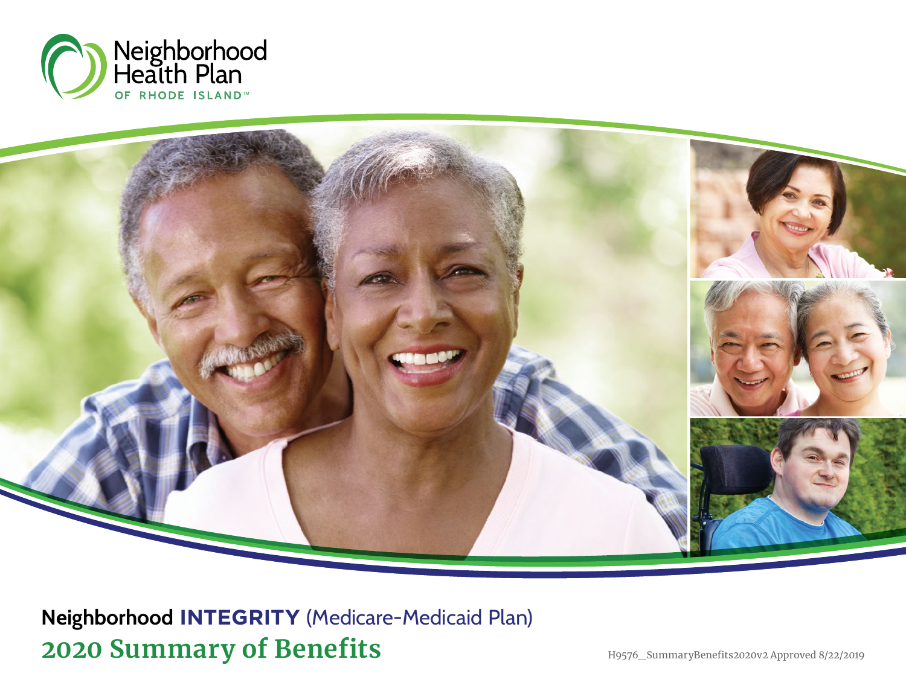Neighborhood Health Plan OF RHODE ISLAND™

# Neighborhood **INTEGRITY** (Medicare-Medicaid Plan)

## 2020 Summary of Benefits

H9576_SummaryBenefits2020v2 Approved 8/22/2019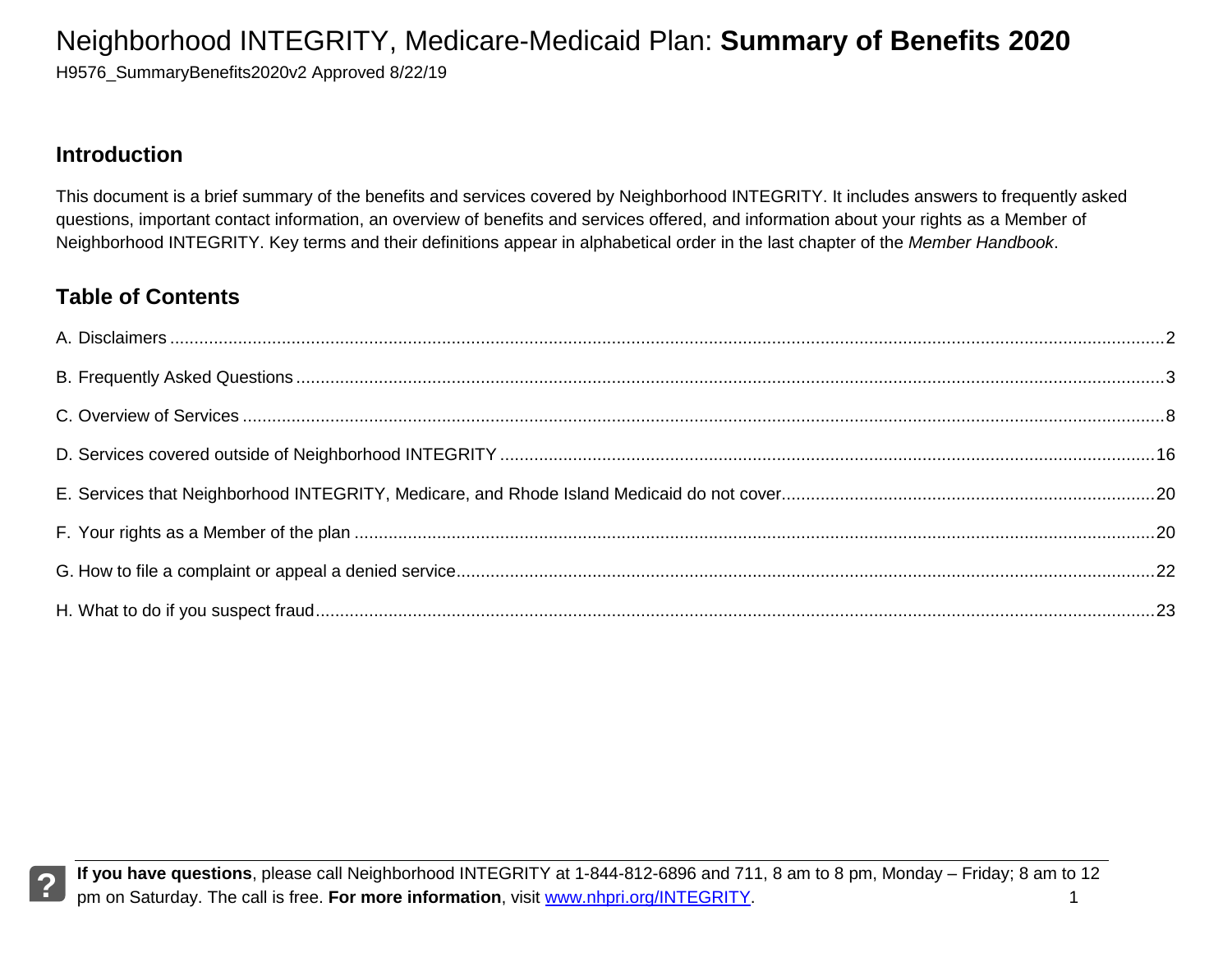# Neighborhood INTEGRITY, Medicare-Medicaid Plan: **Summary of Benefits 2020**

H9576_SummaryBenefits2020v2 Approved 8/22/19

## Introduction

This document is a brief summary of the benefits and services covered by Neighborhood INTEGRITY. It includes answers to frequently asked questions, important contact information, an overview of benefits and services offered, and information about your rights as a Member of Neighborhood INTEGRITY. Key terms and their definitions appear in alphabetical order in the last chapter of the *Member Handbook*.

## Table of Contents

A. Disclaimers ........................................ 2

B. Frequently Asked Questions ........................................ 3

C. Overview of Services ........................................ 8

D. Services covered outside of Neighborhood INTEGRITY ........................................ 16

E. Services that Neighborhood INTEGRITY, Medicare, and Rhode Island Medicaid do not cover ........................................ 20

F. Your rights as a Member of the plan ........................................ 20

G. How to file a complaint or appeal a denied service ........................................ 22

H. What to do if you suspect fraud ........................................ 23

**If you have questions**, please call Neighborhood INTEGRITY at 1-844-812-6896 and 711, 8 am to 8 pm, Monday – Friday; 8 am to 12 pm on Saturday. The call is free. **For more information**, visit www.nhpri.org/INTEGRITY.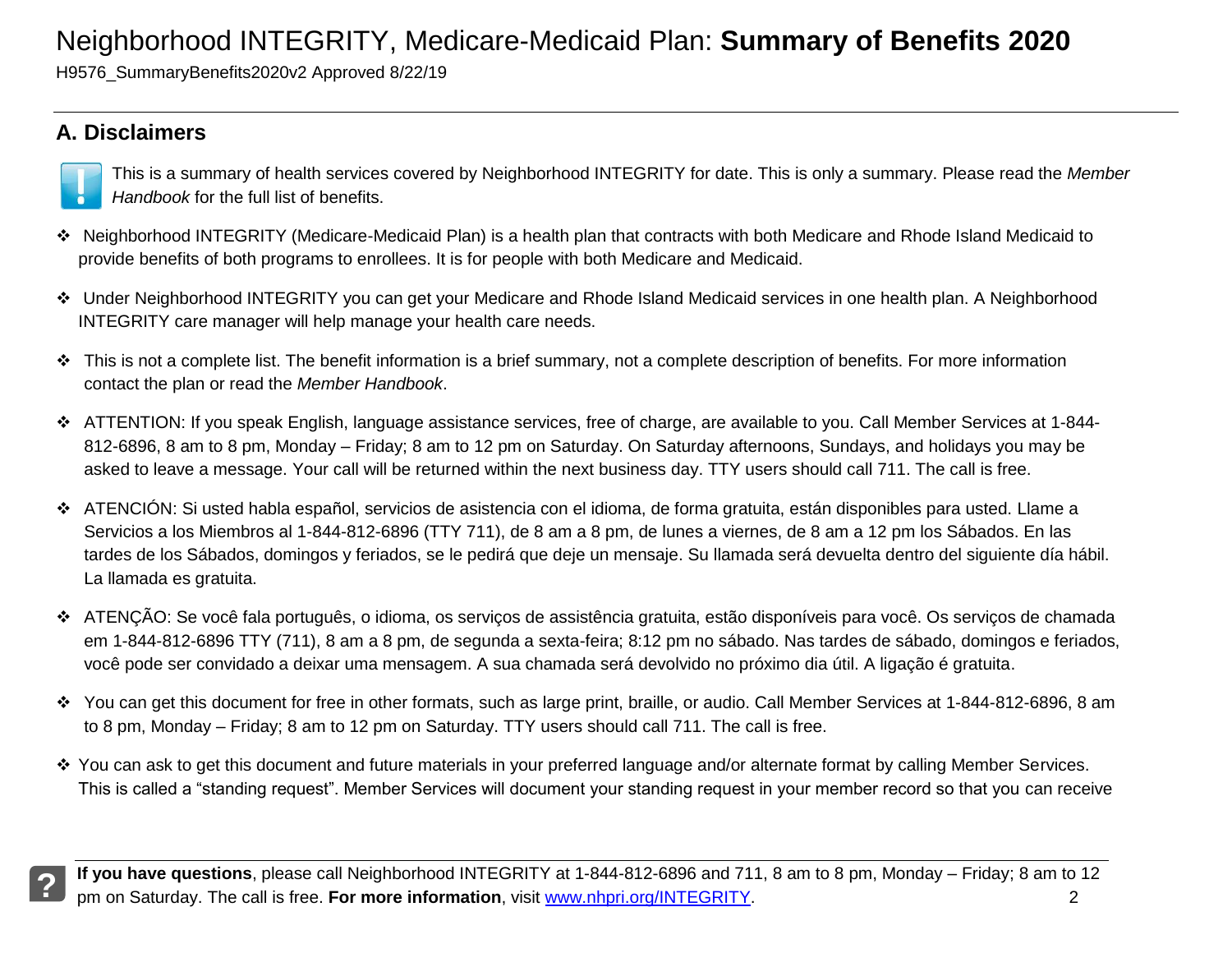# Neighborhood INTEGRITY, Medicare-Medicaid Plan: **Summary of Benefits 2020**

H9576_SummaryBenefits2020v2 Approved 8/22/19

## A. Disclaimers

This is a summary of health services covered by Neighborhood INTEGRITY for date. This is only a summary. Please read the *Member Handbook* for the full list of benefits.

- Neighborhood INTEGRITY (Medicare-Medicaid Plan) is a health plan that contracts with both Medicare and Rhode Island Medicaid to provide benefits of both programs to enrollees. It is for people with both Medicare and Medicaid.
- Under Neighborhood INTEGRITY you can get your Medicare and Rhode Island Medicaid services in one health plan. A Neighborhood INTEGRITY care manager will help manage your health care needs.
- This is not a complete list. The benefit information is a brief summary, not a complete description of benefits. For more information contact the plan or read the *Member Handbook*.
- ATTENTION: If you speak English, language assistance services, free of charge, are available to you. Call Member Services at 1-844-812-6896, 8 am to 8 pm, Monday – Friday; 8 am to 12 pm on Saturday. On Saturday afternoons, Sundays, and holidays you may be asked to leave a message. Your call will be returned within the next business day. TTY users should call 711. The call is free.
- ATENCIÓN: Si usted habla español, servicios de asistencia con el idioma, de forma gratuita, están disponibles para usted. Llame a Servicios a los Miembros al 1-844-812-6896 (TTY 711), de 8 am a 8 pm, de lunes a viernes, de 8 am a 12 pm los Sábados. En las tardes de los Sábados, domingos y feriados, se le pedirá que deje un mensaje. Su llamada será devuelta dentro del siguiente día hábil. La llamada es gratuita.
- ATENÇÃO: Se você fala português, o idioma, os serviços de assistência gratuita, estão disponíveis para você. Os serviços de chamada em 1-844-812-6896 TTY (711), 8 am a 8 pm, de segunda a sexta-feira; 8:12 pm no sábado. Nas tardes de sábado, domingos e feriados, você pode ser convidado a deixar uma mensagem. A sua chamada será devolvido no próximo dia útil. A ligação é gratuita.
- You can get this document for free in other formats, such as large print, braille, or audio. Call Member Services at 1-844-812-6896, 8 am to 8 pm, Monday – Friday; 8 am to 12 pm on Saturday. TTY users should call 711. The call is free.
- You can ask to get this document and future materials in your preferred language and/or alternate format by calling Member Services. This is called a "standing request". Member Services will document your standing request in your member record so that you can receive

**If you have questions**, please call Neighborhood INTEGRITY at 1-844-812-6896 and 711, 8 am to 8 pm, Monday – Friday; 8 am to 12 pm on Saturday. The call is free. **For more information**, visit www.nhpri.org/INTEGRITY.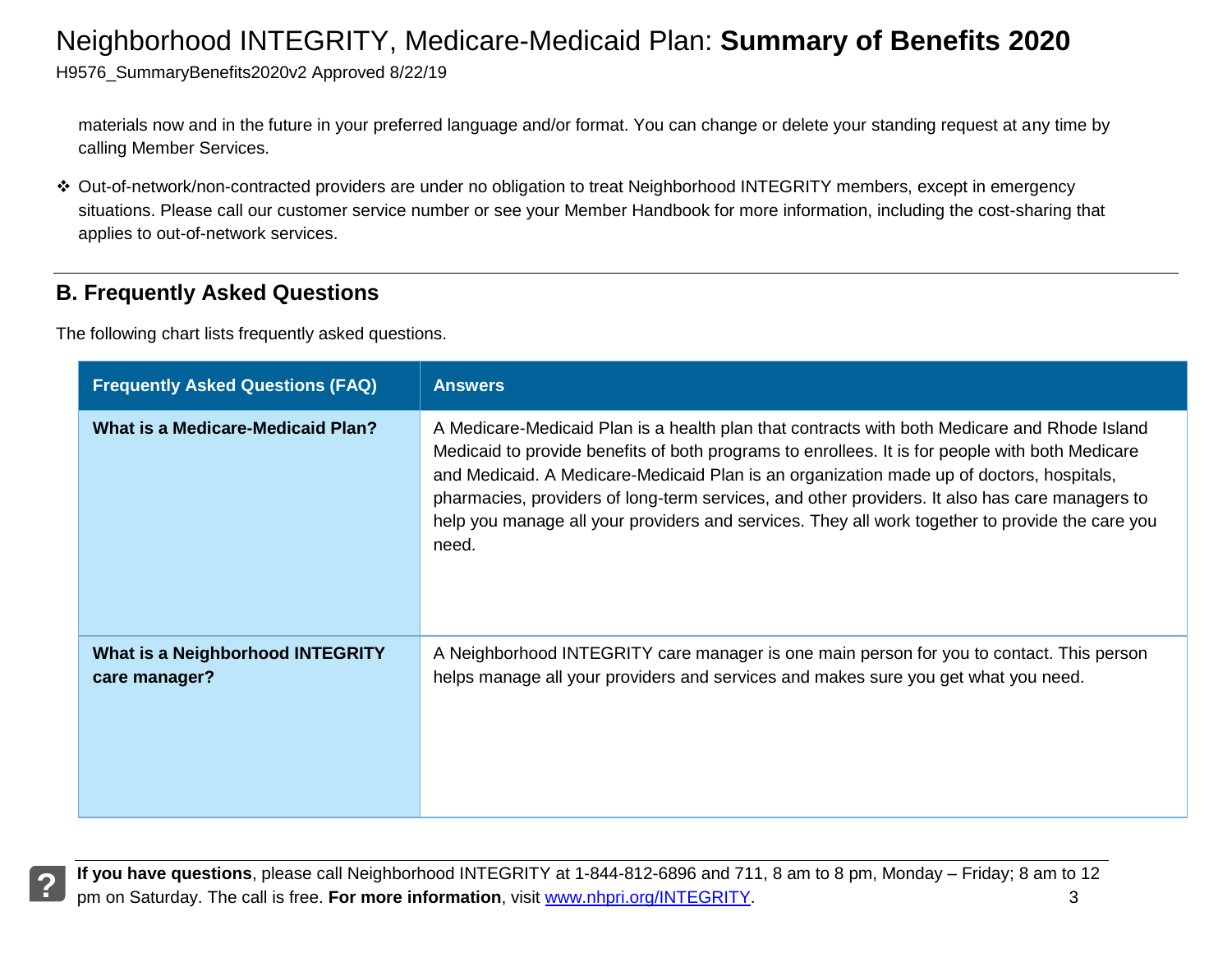materials now and in the future in your preferred language and/or format. You can change or delete your standing request at any time by calling Member Services.

- Out-of-network/non-contracted providers are under no obligation to treat Neighborhood INTEGRITY members, except in emergency situations. Please call our customer service number or see your Member Handbook for more information, including the cost-sharing that applies to out-of-network services.

## B. Frequently Asked Questions

The following chart lists frequently asked questions.

| Frequently Asked Questions (FAQ) | Answers |
|---|---|
| **What is a Medicare-Medicaid Plan?** | A Medicare-Medicaid Plan is a health plan that contracts with both Medicare and Rhode Island Medicaid to provide benefits of both programs to enrollees. It is for people with both Medicare and Medicaid. A Medicare-Medicaid Plan is an organization made up of doctors, hospitals, pharmacies, providers of long-term services, and other providers. It also has care managers to help you manage all your providers and services. They all work together to provide the care you need. |
| **What is a Neighborhood INTEGRITY care manager?** | A Neighborhood INTEGRITY care manager is one main person for you to contact. This person helps manage all your providers and services and makes sure you get what you need. |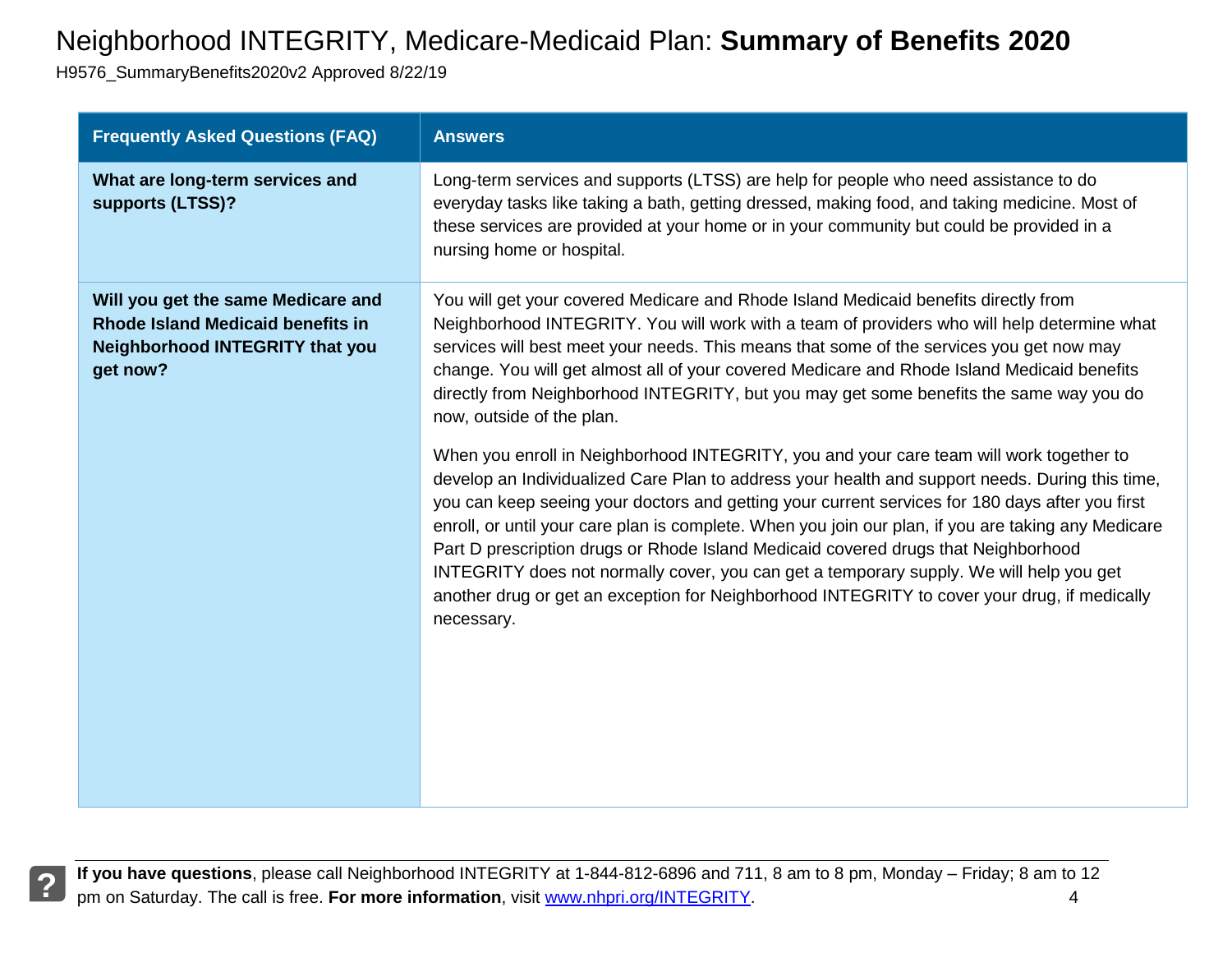| Frequently Asked Questions (FAQ) | Answers |
|---|---|
| **What are long-term services and supports (LTSS)?** | Long-term services and supports (LTSS) are help for people who need assistance to do everyday tasks like taking a bath, getting dressed, making food, and taking medicine. Most of these services are provided at your home or in your community but could be provided in a nursing home or hospital. |
| **Will you get the same Medicare and Rhode Island Medicaid benefits in Neighborhood INTEGRITY that you get now?** | You will get your covered Medicare and Rhode Island Medicaid benefits directly from Neighborhood INTEGRITY. You will work with a team of providers who will help determine what services will best meet your needs. This means that some of the services you get now may change. You will get almost all of your covered Medicare and Rhode Island Medicaid benefits directly from Neighborhood INTEGRITY, but you may get some benefits the same way you do now, outside of the plan.<br><br>When you enroll in Neighborhood INTEGRITY, you and your care team will work together to develop an Individualized Care Plan to address your health and support needs. During this time, you can keep seeing your doctors and getting your current services for 180 days after you first enroll, or until your care plan is complete. When you join our plan, if you are taking any Medicare Part D prescription drugs or Rhode Island Medicaid covered drugs that Neighborhood INTEGRITY does not normally cover, you can get a temporary supply. We will help you get another drug or get an exception for Neighborhood INTEGRITY to cover your drug, if medically necessary. |

**If you have questions**, please call Neighborhood INTEGRITY at 1-844-812-6896 and 711, 8 am to 8 pm, Monday – Friday; 8 am to 12 pm on Saturday. The call is free. **For more information**, visit www.nhpri.org/INTEGRITY.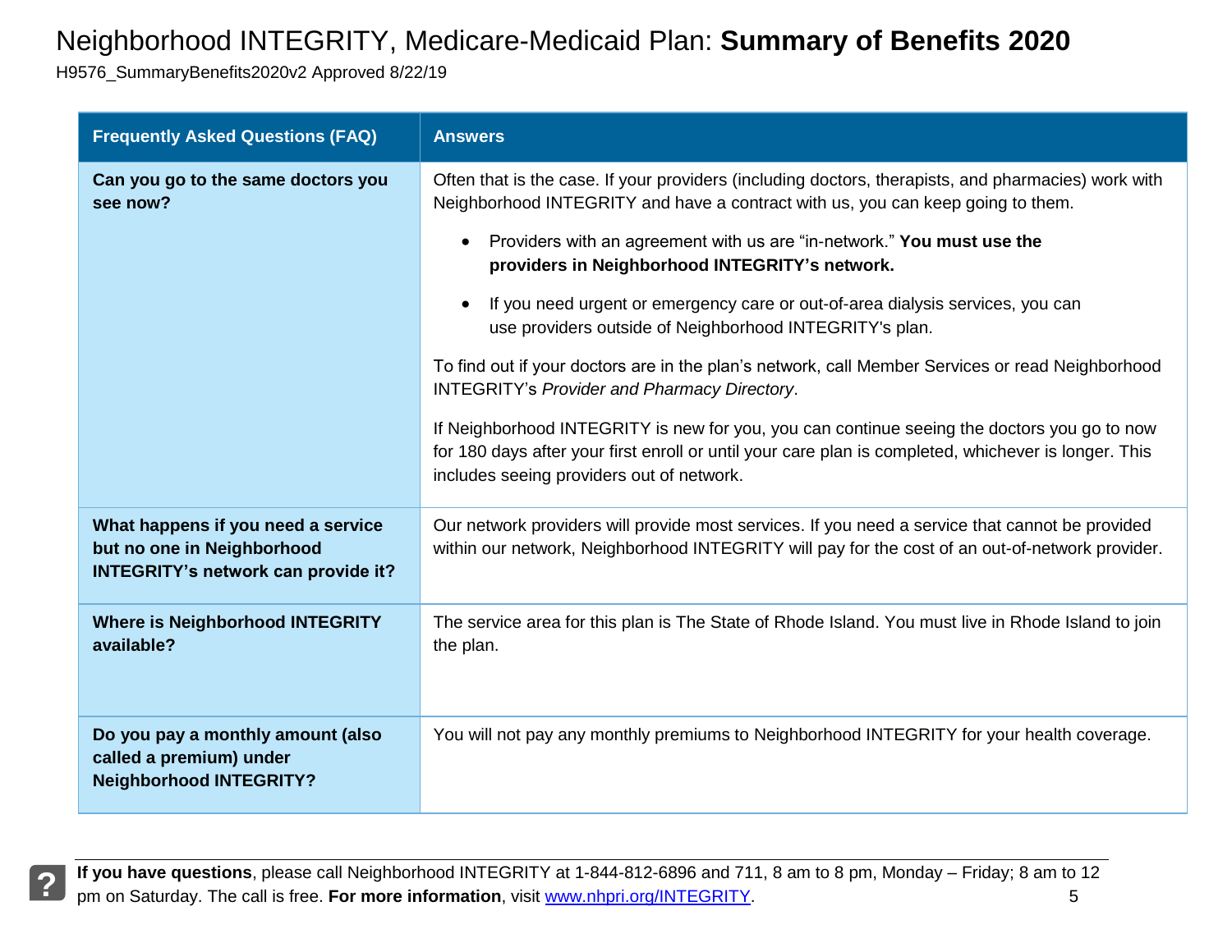# Neighborhood INTEGRITY, Medicare-Medicaid Plan: **Summary of Benefits 2020**

H9576_SummaryBenefits2020v2 Approved 8/22/19

| Frequently Asked Questions (FAQ) | Answers |
|---|---|
| **Can you go to the same doctors you see now?** | Often that is the case. If your providers (including doctors, therapists, and pharmacies) work with Neighborhood INTEGRITY and have a contract with us, you can keep going to them.<br>• Providers with an agreement with us are "in-network." **You must use the providers in Neighborhood INTEGRITY's network.**<br>• If you need urgent or emergency care or out-of-area dialysis services, you can use providers outside of Neighborhood INTEGRITY's plan.<br>To find out if your doctors are in the plan's network, call Member Services or read Neighborhood INTEGRITY's *Provider and Pharmacy Directory*.<br>If Neighborhood INTEGRITY is new for you, you can continue seeing the doctors you go to now for 180 days after your first enroll or until your care plan is completed, whichever is longer. This includes seeing providers out of network. |
| **What happens if you need a service but no one in Neighborhood INTEGRITY's network can provide it?** | Our network providers will provide most services. If you need a service that cannot be provided within our network, Neighborhood INTEGRITY will pay for the cost of an out-of-network provider. |
| **Where is Neighborhood INTEGRITY available?** | The service area for this plan is The State of Rhode Island. You must live in Rhode Island to join the plan. |
| **Do you pay a monthly amount (also called a premium) under Neighborhood INTEGRITY?** | You will not pay any monthly premiums to Neighborhood INTEGRITY for your health coverage. |

**If you have questions**, please call Neighborhood INTEGRITY at 1-844-812-6896 and 711, 8 am to 8 pm, Monday – Friday; 8 am to 12 pm on Saturday. The call is free. **For more information**, visit www.nhpri.org/INTEGRITY.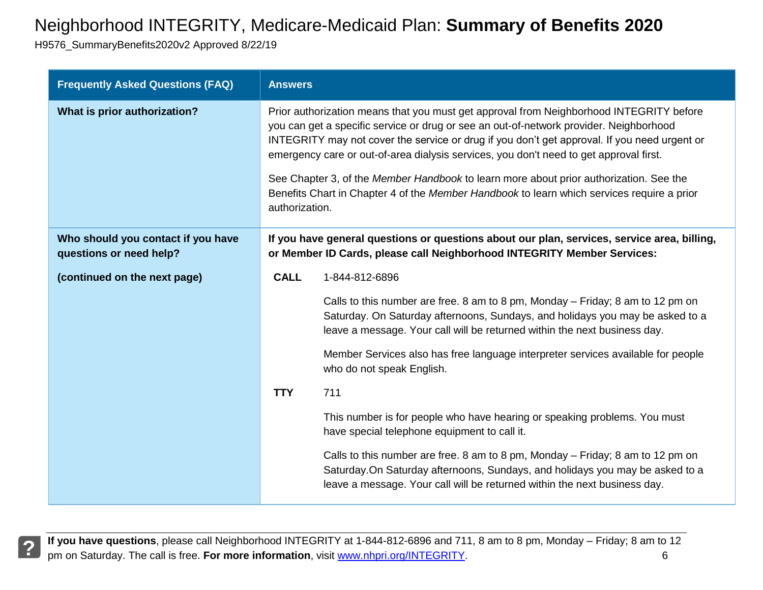# Neighborhood INTEGRITY, Medicare-Medicaid Plan: **Summary of Benefits 2020**

H9576_SummaryBenefits2020v2 Approved 8/22/19

| Frequently Asked Questions (FAQ) | Answers |
|---|---|
| **What is prior authorization?** | Prior authorization means that you must get approval from Neighborhood INTEGRITY before you can get a specific service or drug or see an out-of-network provider. Neighborhood INTEGRITY may not cover the service or drug if you don't get approval. If you need urgent or emergency care or out-of-area dialysis services, you don't need to get approval first.<br><br>See Chapter 3, of the *Member Handbook* to learn more about prior authorization. See the Benefits Chart in Chapter 4 of the *Member Handbook* to learn which services require a prior authorization. |
| **Who should you contact if you have questions or need help?**<br><br>**(continued on the next page)** | **If you have general questions or questions about our plan, services, service area, billing, or Member ID Cards, please call Neighborhood INTEGRITY Member Services:**<br><br>**CALL** 1-844-812-6896<br><br>Calls to this number are free. 8 am to 8 pm, Monday – Friday; 8 am to 12 pm on Saturday. On Saturday afternoons, Sundays, and holidays you may be asked to a leave a message. Your call will be returned within the next business day.<br><br>Member Services also has free language interpreter services available for people who do not speak English.<br><br>**TTY** 711<br><br>This number is for people who have hearing or speaking problems. You must have special telephone equipment to call it.<br><br>Calls to this number are free. 8 am to 8 pm, Monday – Friday; 8 am to 12 pm on Saturday.On Saturday afternoons, Sundays, and holidays you may be asked to a leave a message. Your call will be returned within the next business day. |

**If you have questions**, please call Neighborhood INTEGRITY at 1-844-812-6896 and 711, 8 am to 8 pm, Monday – Friday; 8 am to 12 pm on Saturday. The call is free. **For more information**, visit www.nhpri.org/INTEGRITY.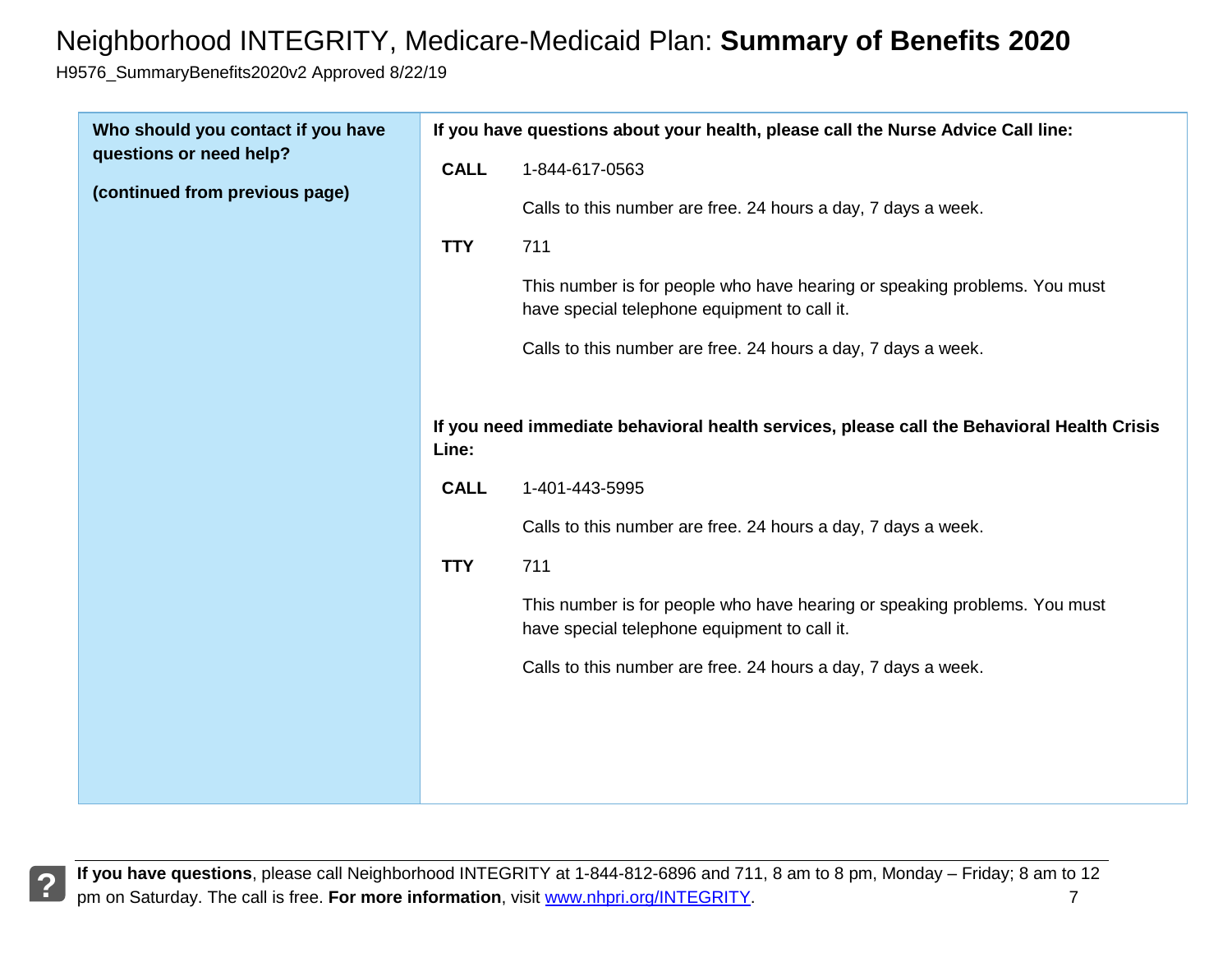| Who should you contact if you have questions or need help? (continued from previous page) | **If you have questions about your health, please call the Nurse Advice Call line:**<br><br>**CALL** 1-844-617-0563<br><br>Calls to this number are free. 24 hours a day, 7 days a week.<br><br>**TTY** 711<br><br>This number is for people who have hearing or speaking problems. You must have special telephone equipment to call it.<br><br>Calls to this number are free. 24 hours a day, 7 days a week.<br><br>**If you need immediate behavioral health services, please call the Behavioral Health Crisis Line:**<br><br>**CALL** 1-401-443-5995<br><br>Calls to this number are free. 24 hours a day, 7 days a week.<br><br>**TTY** 711<br><br>This number is for people who have hearing or speaking problems. You must have special telephone equipment to call it.<br><br>Calls to this number are free. 24 hours a day, 7 days a week. |
|---|---|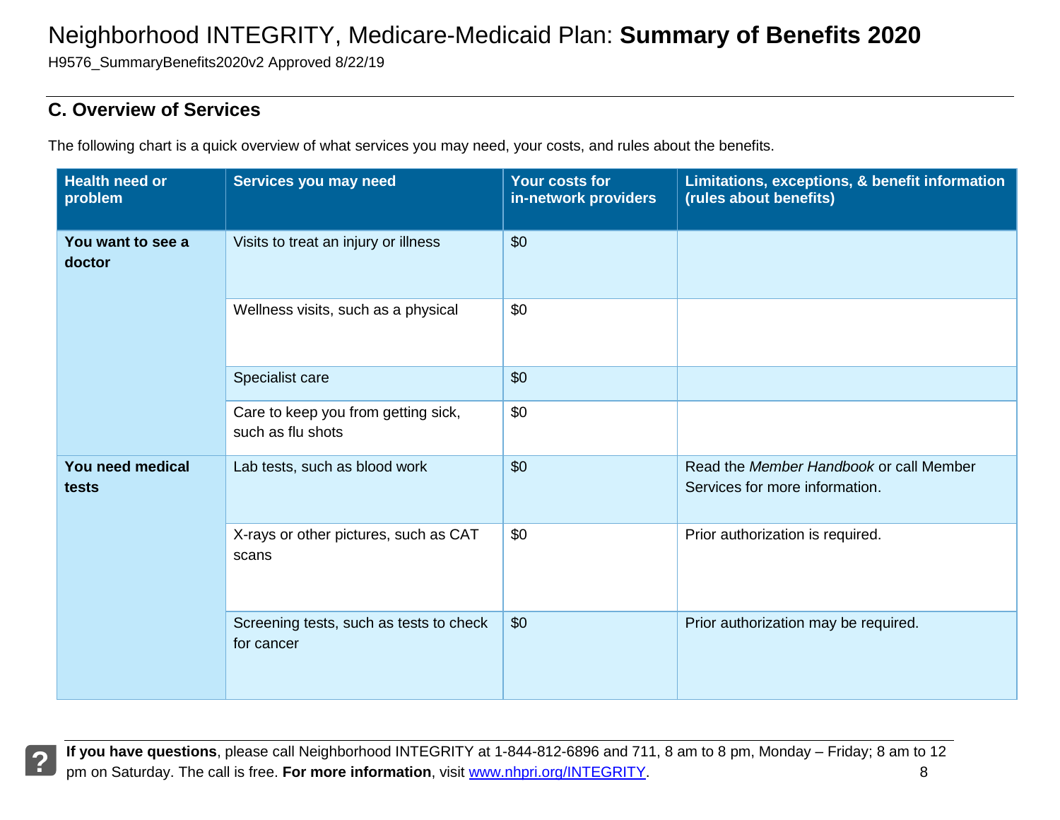## C. Overview of Services

The following chart is a quick overview of what services you may need, your costs, and rules about the benefits.

| Health need or problem | Services you may need | Your costs for in-network providers | Limitations, exceptions, & benefit information (rules about benefits) |
|---|---|---|---|
| **You want to see a doctor** | Visits to treat an injury or illness | $0 | |
| | Wellness visits, such as a physical | $0 | |
| | Specialist care | $0 | |
| | Care to keep you from getting sick, such as flu shots | $0 | |
| **You need medical tests** | Lab tests, such as blood work | $0 | Read the *Member Handbook* or call Member Services for more information. |
| | X-rays or other pictures, such as CAT scans | $0 | Prior authorization is required. |
| | Screening tests, such as tests to check for cancer | $0 | Prior authorization may be required. |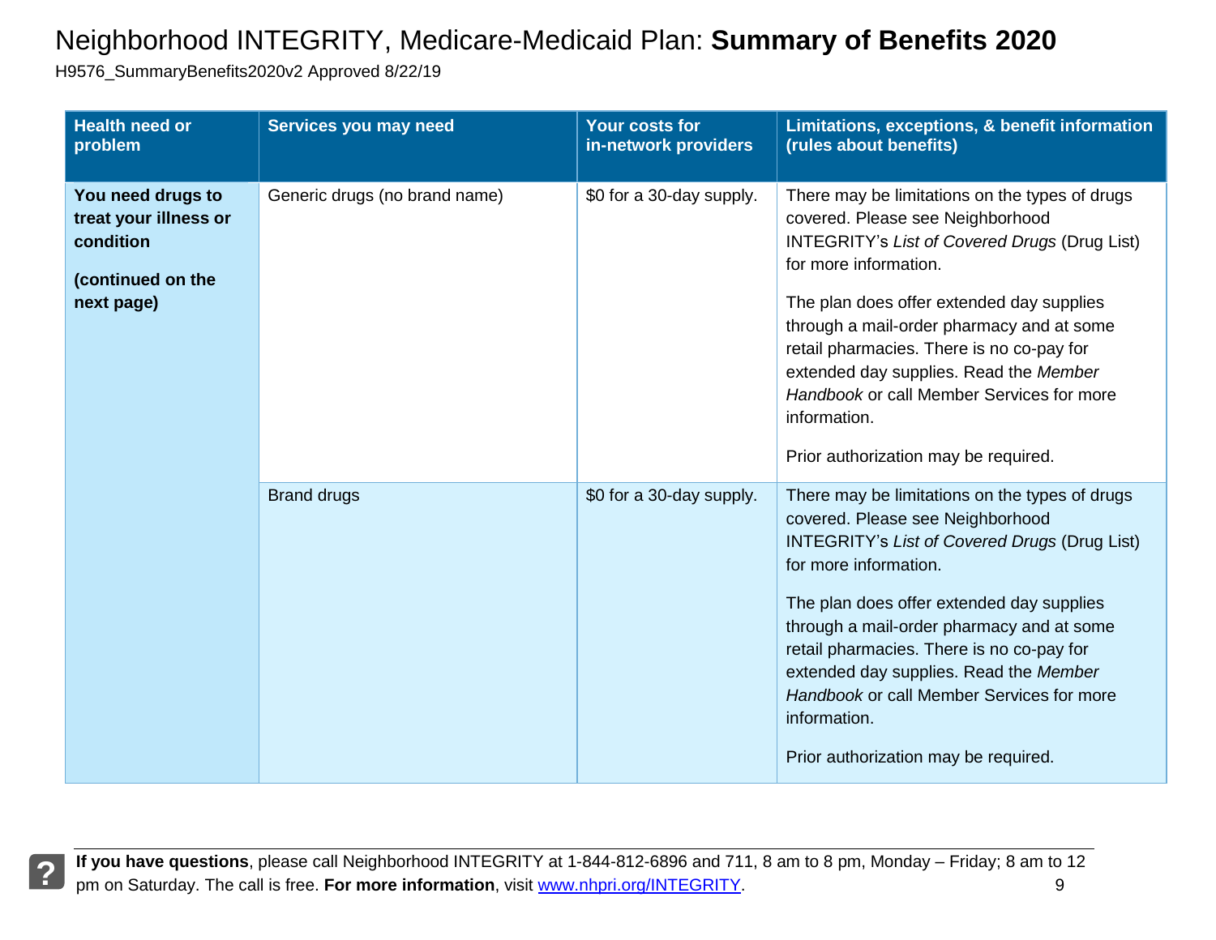# Neighborhood INTEGRITY, Medicare-Medicaid Plan: **Summary of Benefits 2020**

H9576_SummaryBenefits2020v2 Approved 8/22/19

| Health need or problem | Services you may need | Your costs for in-network providers | Limitations, exceptions, & benefit information (rules about benefits) |
|---|---|---|---|
| **You need drugs to treat your illness or condition** **(continued on the next page)** | Generic drugs (no brand name) | $0 for a 30-day supply. | There may be limitations on the types of drugs covered. Please see Neighborhood INTEGRITY's *List of Covered Drugs* (Drug List) for more information. The plan does offer extended day supplies through a mail-order pharmacy and at some retail pharmacies. There is no co-pay for extended day supplies. Read the *Member Handbook* or call Member Services for more information. Prior authorization may be required. |
| | Brand drugs | $0 for a 30-day supply. | There may be limitations on the types of drugs covered. Please see Neighborhood INTEGRITY's *List of Covered Drugs* (Drug List) for more information. The plan does offer extended day supplies through a mail-order pharmacy and at some retail pharmacies. There is no co-pay for extended day supplies. Read the *Member Handbook* or call Member Services for more information. Prior authorization may be required. |

**If you have questions**, please call Neighborhood INTEGRITY at 1-844-812-6896 and 711, 8 am to 8 pm, Monday – Friday; 8 am to 12 pm on Saturday. The call is free. **For more information**, visit www.nhpri.org/INTEGRITY.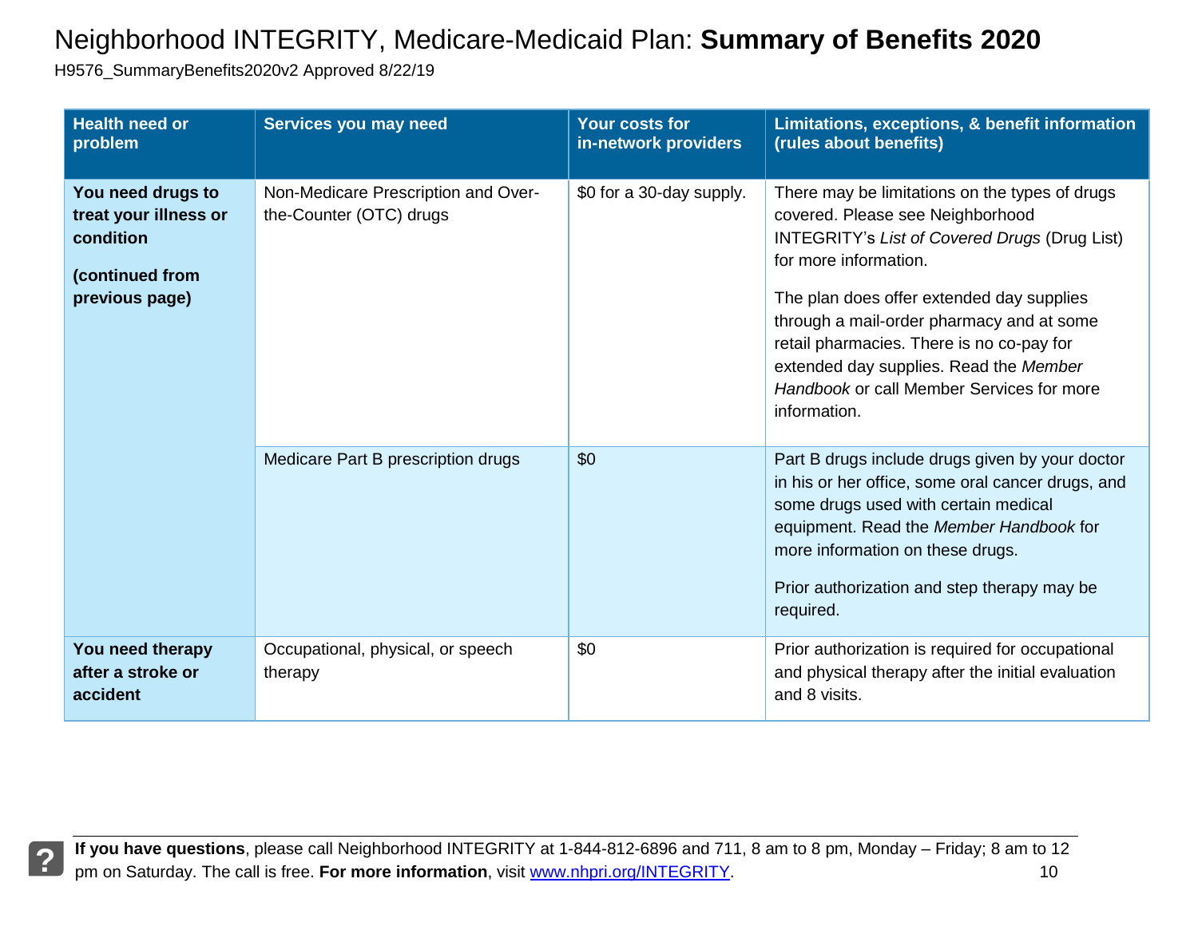# Neighborhood INTEGRITY, Medicare-Medicaid Plan: **Summary of Benefits 2020**

H9576_SummaryBenefits2020v2 Approved 8/22/19

| Health need or problem | Services you may need | Your costs for in-network providers | Limitations, exceptions, & benefit information (rules about benefits) |
|---|---|---|---|
| **You need drugs to treat your illness or condition** **(continued from previous page)** | Non-Medicare Prescription and Over-the-Counter (OTC) drugs | $0 for a 30-day supply. | There may be limitations on the types of drugs covered. Please see Neighborhood INTEGRITY's *List of Covered Drugs* (Drug List) for more information. The plan does offer extended day supplies through a mail-order pharmacy and at some retail pharmacies. There is no co-pay for extended day supplies. Read the *Member Handbook* or call Member Services for more information. |
| | Medicare Part B prescription drugs | $0 | Part B drugs include drugs given by your doctor in his or her office, some oral cancer drugs, and some drugs used with certain medical equipment. Read the *Member Handbook* for more information on these drugs. Prior authorization and step therapy may be required. |
| **You need therapy after a stroke or accident** | Occupational, physical, or speech therapy | $0 | Prior authorization is required for occupational and physical therapy after the initial evaluation and 8 visits. |

**If you have questions**, please call Neighborhood INTEGRITY at 1-844-812-6896 and 711, 8 am to 8 pm, Monday – Friday; 8 am to 12 pm on Saturday. The call is free. **For more information**, visit www.nhpri.org/INTEGRITY.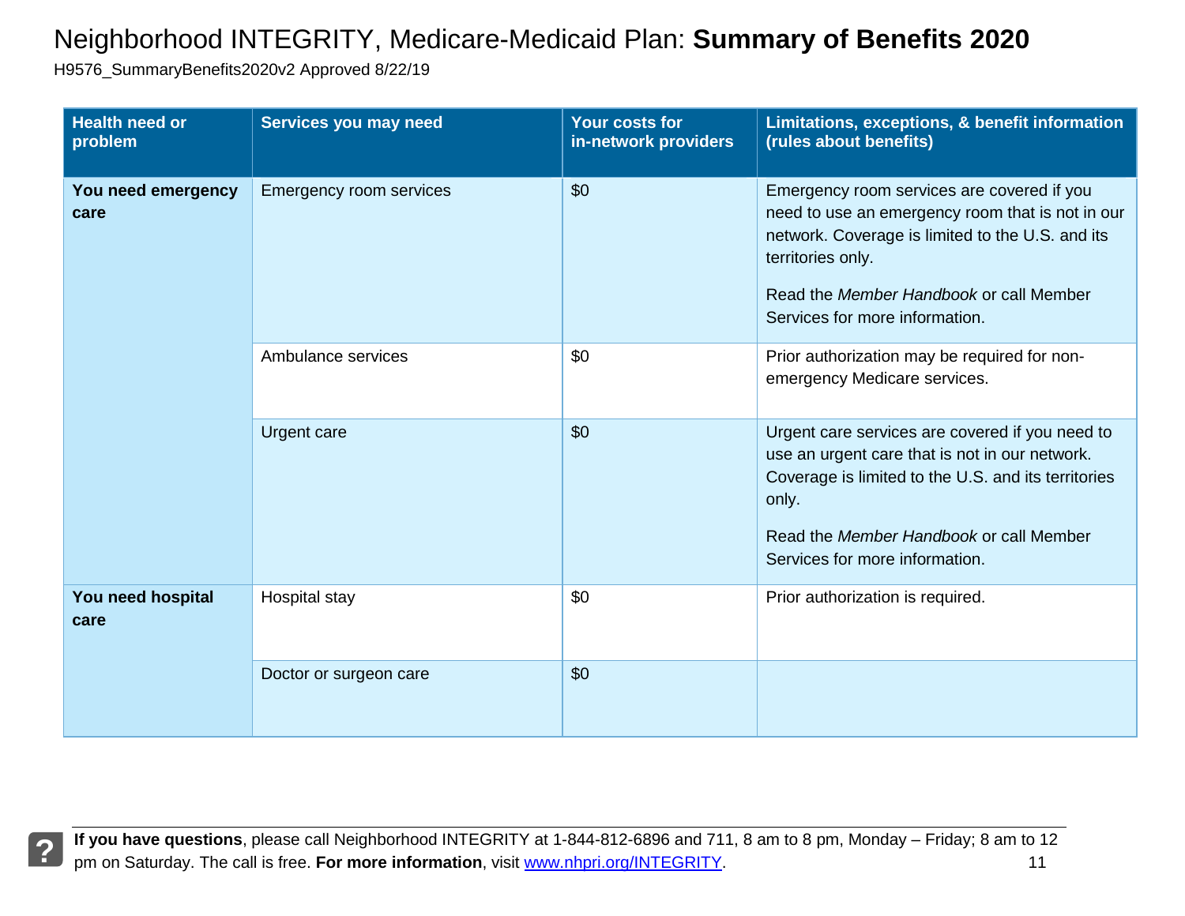# Neighborhood INTEGRITY, Medicare-Medicaid Plan: **Summary of Benefits 2020**

H9576_SummaryBenefits2020v2 Approved 8/22/19

| Health need or problem | Services you may need | Your costs for in-network providers | Limitations, exceptions, & benefit information (rules about benefits) |
|---|---|---|---|
| **You need emergency care** | Emergency room services | $0 | Emergency room services are covered if you need to use an emergency room that is not in our network. Coverage is limited to the U.S. and its territories only.<br><br>Read the *Member Handbook* or call Member Services for more information. |
| | Ambulance services | $0 | Prior authorization may be required for non-emergency Medicare services. |
| | Urgent care | $0 | Urgent care services are covered if you need to use an urgent care that is not in our network. Coverage is limited to the U.S. and its territories only.<br><br>Read the *Member Handbook* or call Member Services for more information. |
| **You need hospital care** | Hospital stay | $0 | Prior authorization is required. |
| | Doctor or surgeon care | $0 | |

**If you have questions**, please call Neighborhood INTEGRITY at 1-844-812-6896 and 711, 8 am to 8 pm, Monday – Friday; 8 am to 12 pm on Saturday. The call is free. **For more information**, visit www.nhpri.org/INTEGRITY.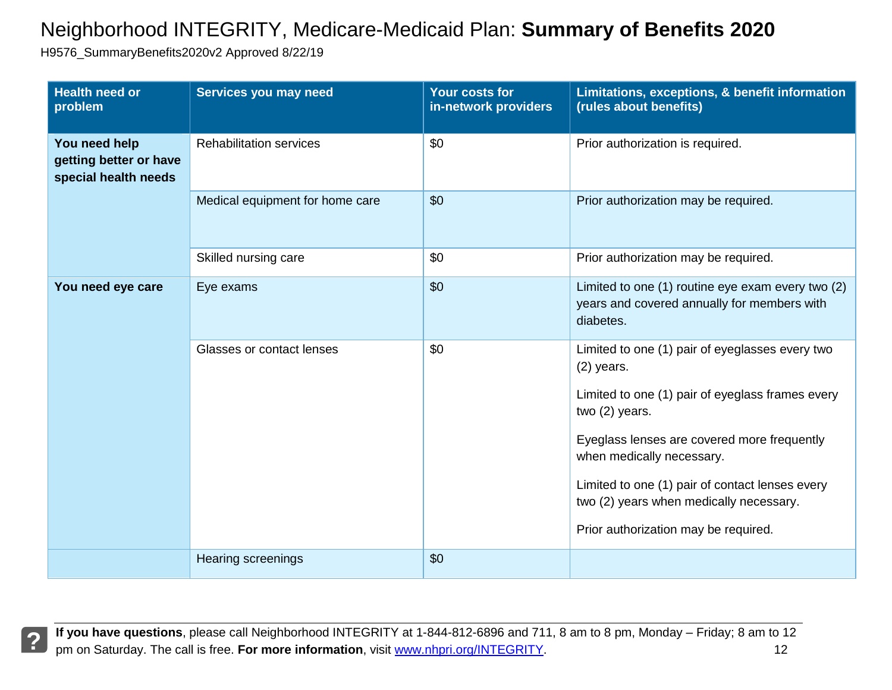# Neighborhood INTEGRITY, Medicare-Medicaid Plan: **Summary of Benefits 2020**

H9576_SummaryBenefits2020v2 Approved 8/22/19

| Health need or problem | Services you may need | Your costs for in-network providers | Limitations, exceptions, & benefit information (rules about benefits) |
|---|---|---|---|
| **You need help getting better or have special health needs** | Rehabilitation services | $0 | Prior authorization is required. |
| | Medical equipment for home care | $0 | Prior authorization may be required. |
| | Skilled nursing care | $0 | Prior authorization may be required. |
| **You need eye care** | Eye exams | $0 | Limited to one (1) routine eye exam every two (2) years and covered annually for members with diabetes. |
| | Glasses or contact lenses | $0 | Limited to one (1) pair of eyeglasses every two (2) years. Limited to one (1) pair of eyeglass frames every two (2) years. Eyeglass lenses are covered more frequently when medically necessary. Limited to one (1) pair of contact lenses every two (2) years when medically necessary. Prior authorization may be required. |
| | Hearing screenings | $0 | |

**If you have questions**, please call Neighborhood INTEGRITY at 1-844-812-6896 and 711, 8 am to 8 pm, Monday – Friday; 8 am to 12 pm on Saturday. The call is free. **For more information**, visit www.nhpri.org/INTEGRITY.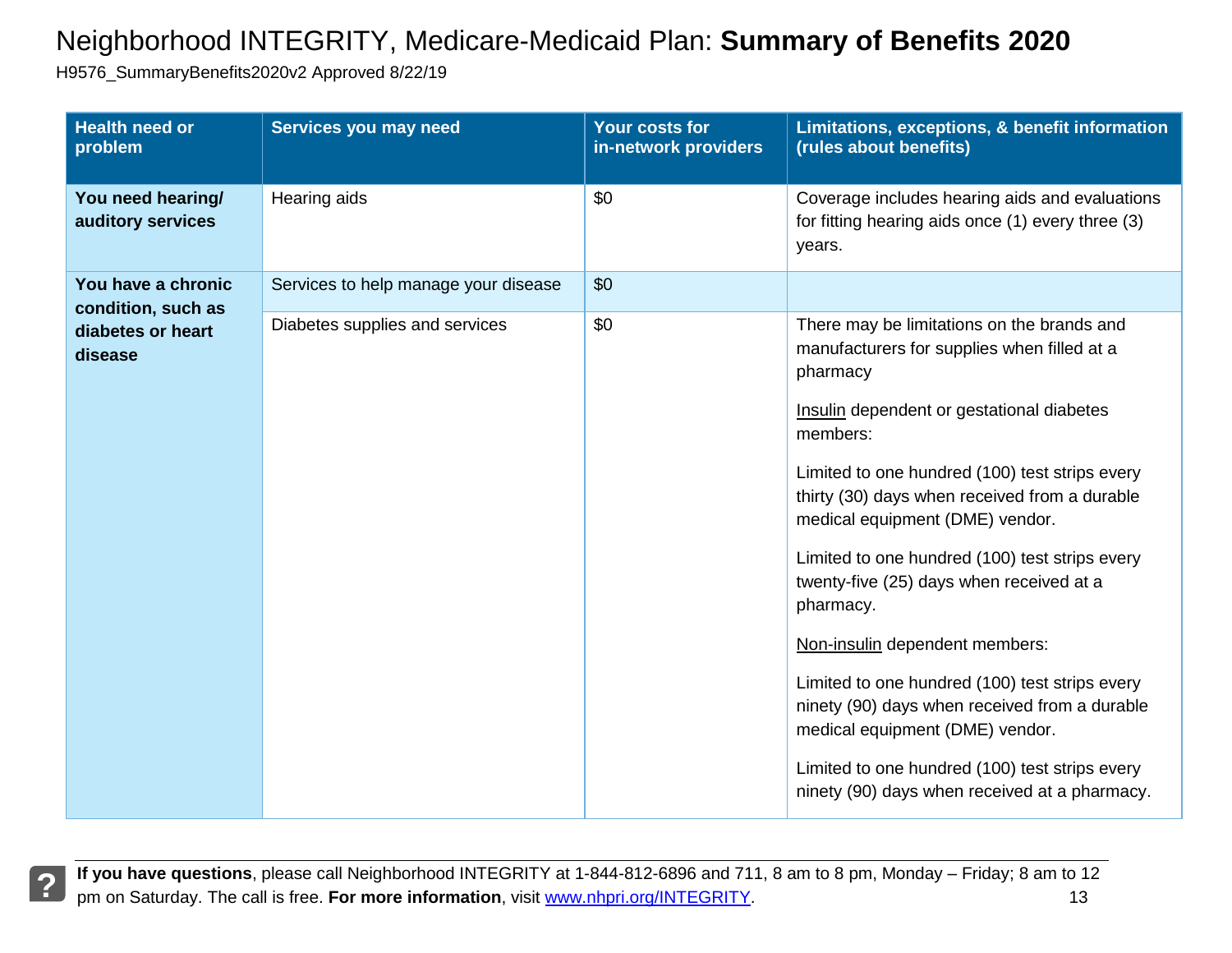# Neighborhood INTEGRITY, Medicare-Medicaid Plan: **Summary of Benefits 2020**

H9576_SummaryBenefits2020v2 Approved 8/22/19

| Health need or problem | Services you may need | Your costs for in-network providers | Limitations, exceptions, & benefit information (rules about benefits) |
|---|---|---|---|
| **You need hearing/ auditory services** | Hearing aids | $0 | Coverage includes hearing aids and evaluations for fitting hearing aids once (1) every three (3) years. |
| **You have a chronic condition, such as diabetes or heart disease** | Services to help manage your disease | $0 | |
| | Diabetes supplies and services | $0 | There may be limitations on the brands and manufacturers for supplies when filled at a pharmacy<br><br>Insulin dependent or gestational diabetes members:<br><br>Limited to one hundred (100) test strips every thirty (30) days when received from a durable medical equipment (DME) vendor.<br><br>Limited to one hundred (100) test strips every twenty-five (25) days when received at a pharmacy.<br><br>Non-insulin dependent members:<br><br>Limited to one hundred (100) test strips every ninety (90) days when received from a durable medical equipment (DME) vendor.<br><br>Limited to one hundred (100) test strips every ninety (90) days when received at a pharmacy. |

**If you have questions**, please call Neighborhood INTEGRITY at 1-844-812-6896 and 711, 8 am to 8 pm, Monday – Friday; 8 am to 12 pm on Saturday. The call is free. **For more information**, visit www.nhpri.org/INTEGRITY.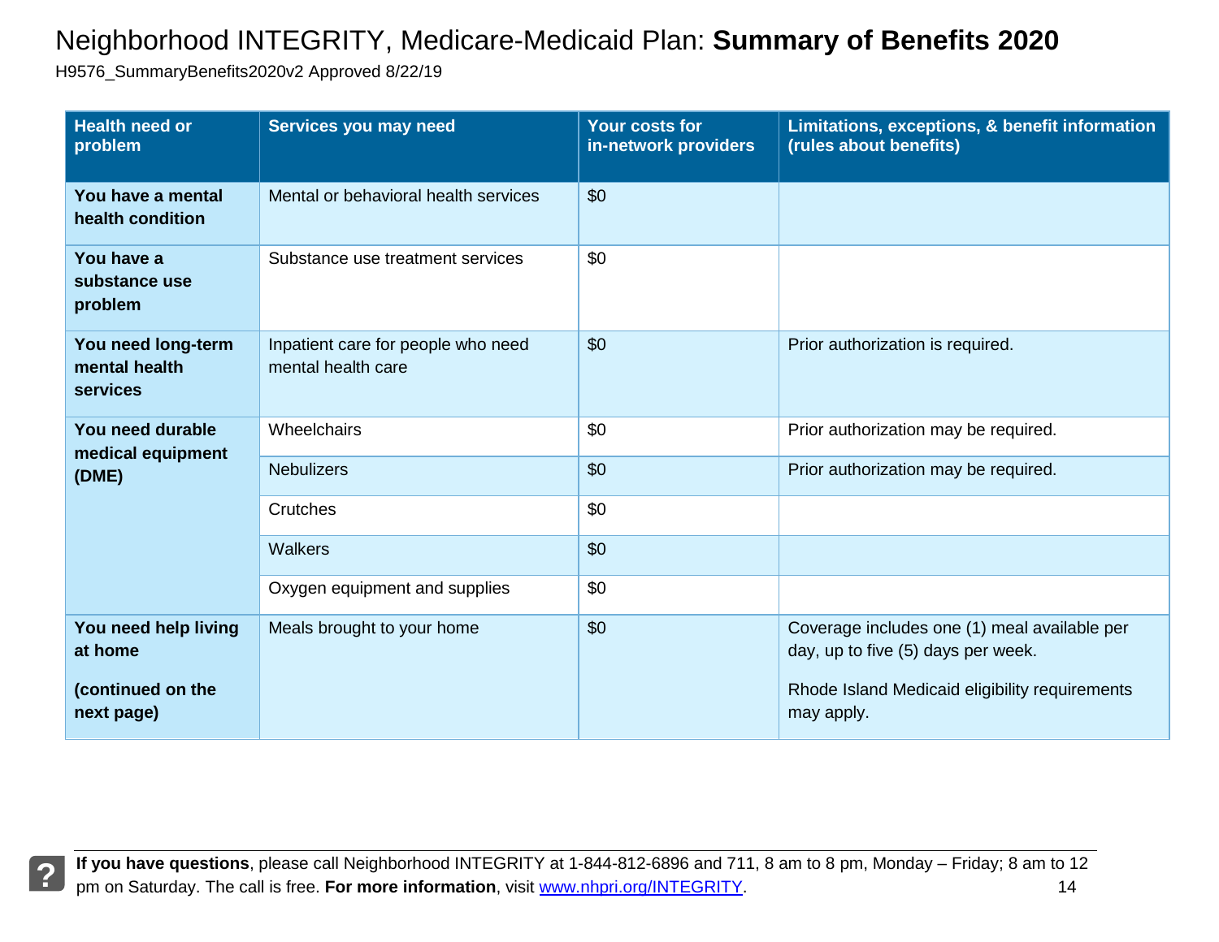# Neighborhood INTEGRITY, Medicare-Medicaid Plan: **Summary of Benefits 2020**

H9576_SummaryBenefits2020v2 Approved 8/22/19

| Health need or problem | Services you may need | Your costs for in-network providers | Limitations, exceptions, & benefit information (rules about benefits) |
|---|---|---|---|
| **You have a mental health condition** | Mental or behavioral health services | $0 | |
| **You have a substance use problem** | Substance use treatment services | $0 | |
| **You need long-term mental health services** | Inpatient care for people who need mental health care | $0 | Prior authorization is required. |
| **You need durable medical equipment (DME)** | Wheelchairs | $0 | Prior authorization may be required. |
| | Nebulizers | $0 | Prior authorization may be required. |
| | Crutches | $0 | |
| | Walkers | $0 | |
| | Oxygen equipment and supplies | $0 | |
| **You need help living at home** **(continued on the next page)** | Meals brought to your home | $0 | Coverage includes one (1) meal available per day, up to five (5) days per week. Rhode Island Medicaid eligibility requirements may apply. |

**If you have questions**, please call Neighborhood INTEGRITY at 1-844-812-6896 and 711, 8 am to 8 pm, Monday – Friday; 8 am to 12 pm on Saturday. The call is free. **For more information**, visit [www.nhpri.org/INTEGRITY](www.nhpri.org/INTEGRITY).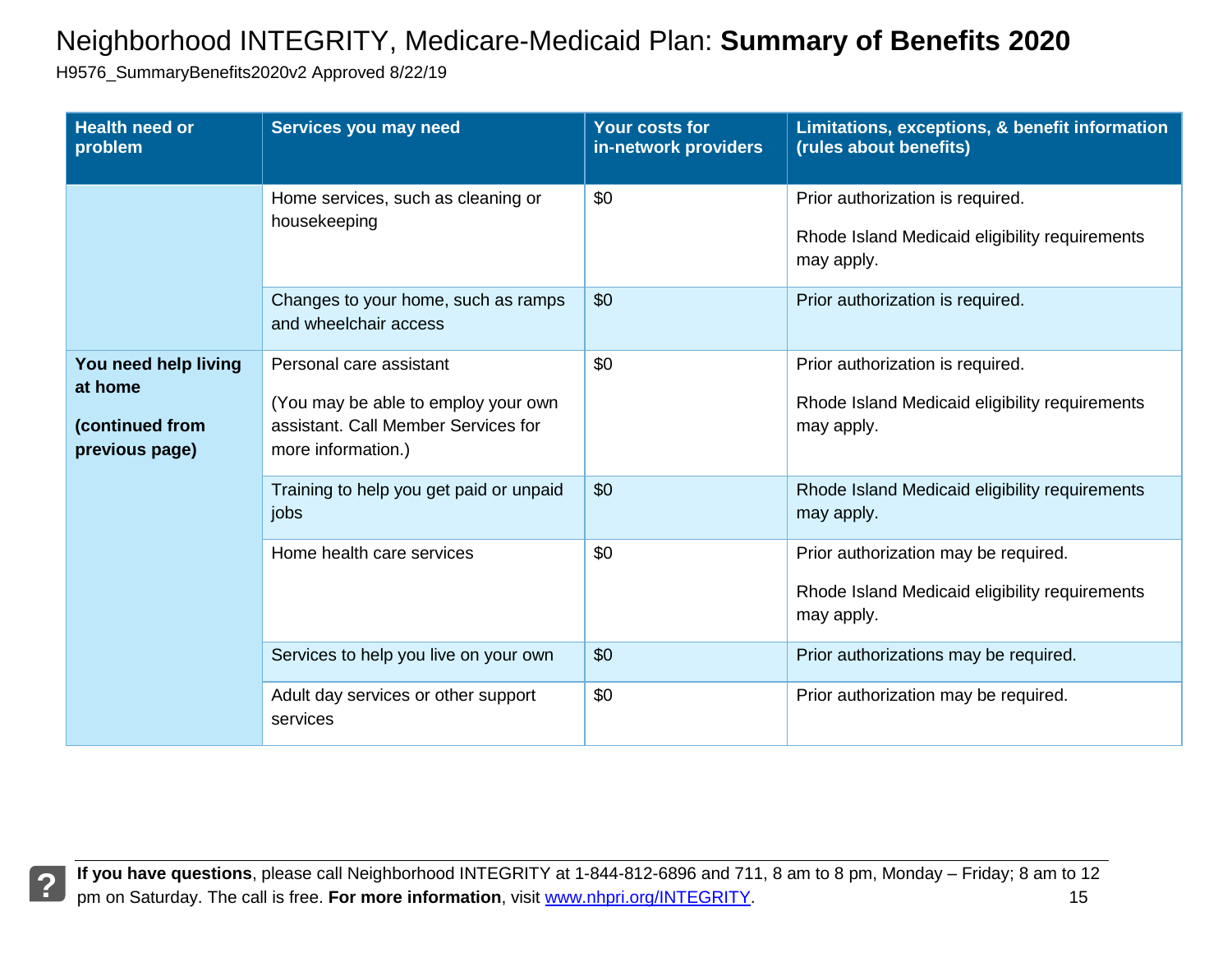# Neighborhood INTEGRITY, Medicare-Medicaid Plan: **Summary of Benefits 2020**

H9576_SummaryBenefits2020v2 Approved 8/22/19

| Health need or problem | Services you may need | Your costs for in-network providers | Limitations, exceptions, & benefit information (rules about benefits) |
|---|---|---|---|
| | Home services, such as cleaning or housekeeping | $0 | Prior authorization is required.<br><br>Rhode Island Medicaid eligibility requirements may apply. |
| | Changes to your home, such as ramps and wheelchair access | $0 | Prior authorization is required. |
| **You need help living at home**<br><br>**(continued from previous page)** | Personal care assistant<br><br>(You may be able to employ your own assistant. Call Member Services for more information.) | $0 | Prior authorization is required.<br><br>Rhode Island Medicaid eligibility requirements may apply. |
| | Training to help you get paid or unpaid jobs | $0 | Rhode Island Medicaid eligibility requirements may apply. |
| | Home health care services | $0 | Prior authorization may be required.<br><br>Rhode Island Medicaid eligibility requirements may apply. |
| | Services to help you live on your own | $0 | Prior authorizations may be required. |
| | Adult day services or other support services | $0 | Prior authorization may be required. |

**If you have questions**, please call Neighborhood INTEGRITY at 1-844-812-6896 and 711, 8 am to 8 pm, Monday – Friday; 8 am to 12 pm on Saturday. The call is free. **For more information**, visit www.nhpri.org/INTEGRITY.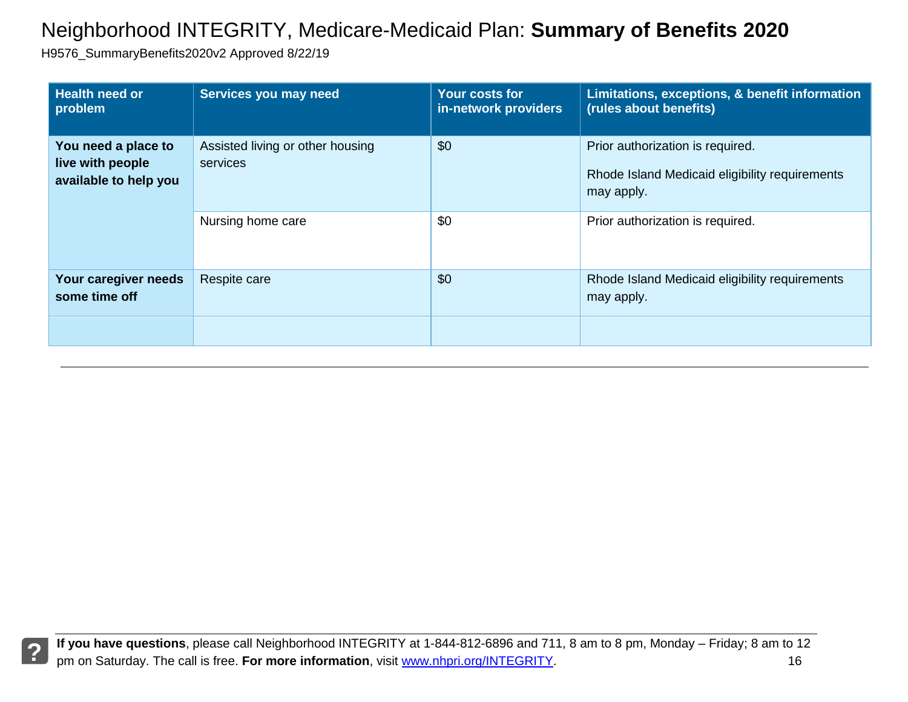| Health need or problem | Services you may need | Your costs for in-network providers | Limitations, exceptions, & benefit information (rules about benefits) |
|---|---|---|---|
| **You need a place to live with people available to help you** | Assisted living or other housing services | $0 | Prior authorization is required.<br><br>Rhode Island Medicaid eligibility requirements may apply. |
| | Nursing home care | $0 | Prior authorization is required. |
| **Your caregiver needs some time off** | Respite care | $0 | Rhode Island Medicaid eligibility requirements may apply. |
| | | | |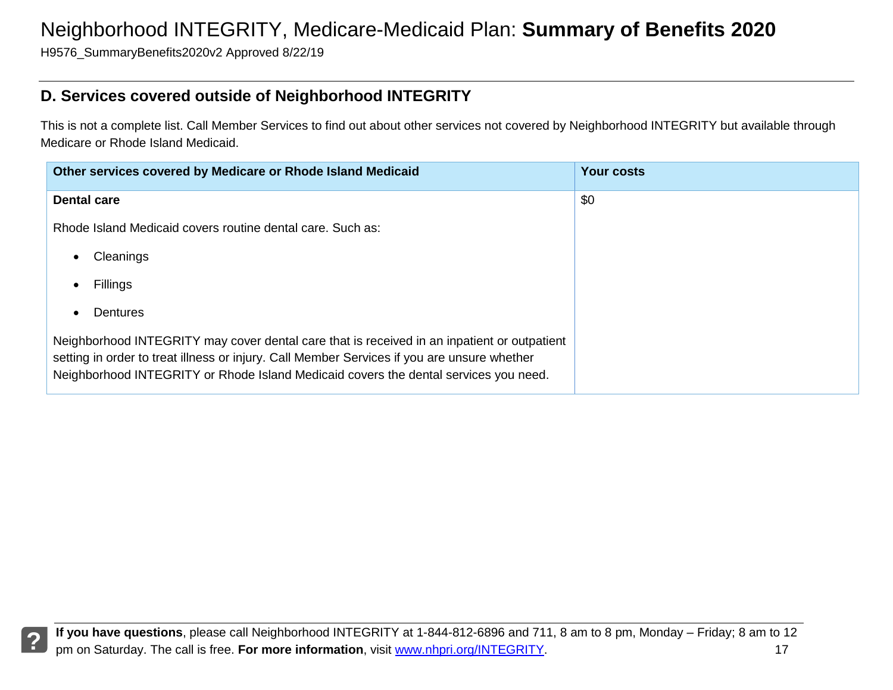## D. Services covered outside of Neighborhood INTEGRITY

This is not a complete list. Call Member Services to find out about other services not covered by Neighborhood INTEGRITY but available through Medicare or Rhode Island Medicaid.

| Other services covered by Medicare or Rhode Island Medicaid | Your costs |
|---|---|
| **Dental care**<br><br>Rhode Island Medicaid covers routine dental care. Such as:<br><br>• Cleanings<br>• Fillings<br>• Dentures<br><br>Neighborhood INTEGRITY may cover dental care that is received in an inpatient or outpatient setting in order to treat illness or injury. Call Member Services if you are unsure whether Neighborhood INTEGRITY or Rhode Island Medicaid covers the dental services you need. | $0 |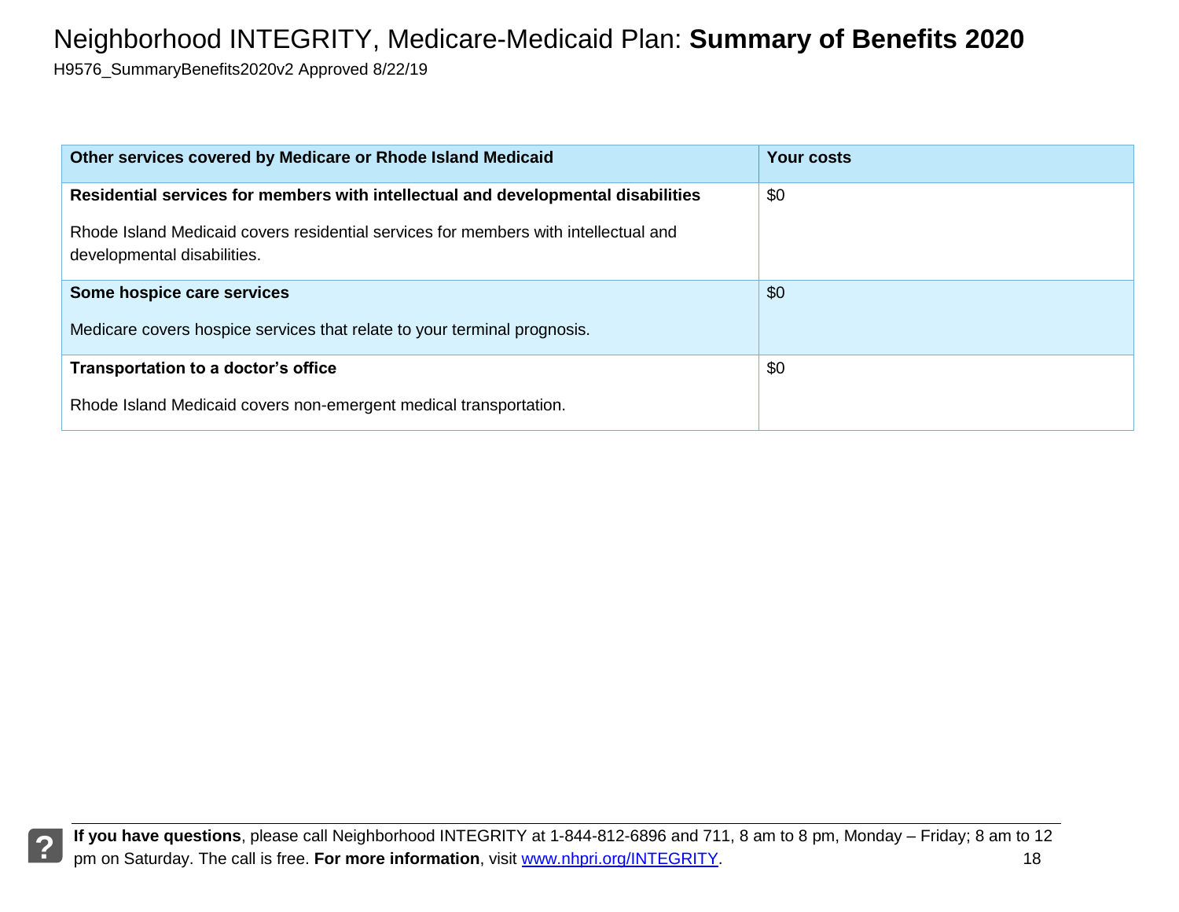| Other services covered by Medicare or Rhode Island Medicaid | Your costs |
|---|---|
| **Residential services for members with intellectual and developmental disabilities**<br><br>Rhode Island Medicaid covers residential services for members with intellectual and developmental disabilities. | $0 |
| **Some hospice care services**<br><br>Medicare covers hospice services that relate to your terminal prognosis. | $0 |
| **Transportation to a doctor's office**<br><br>Rhode Island Medicaid covers non-emergent medical transportation. | $0 |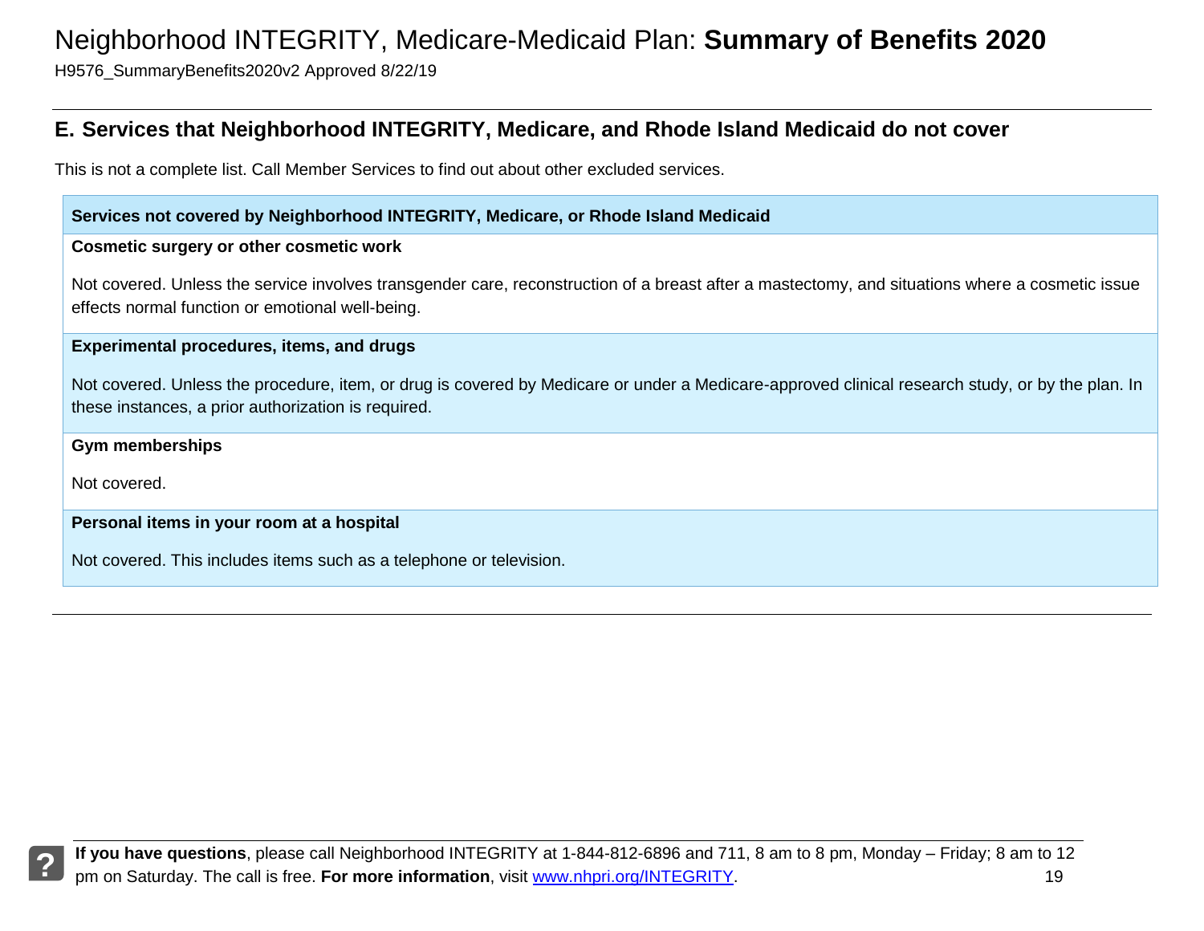## E. Services that Neighborhood INTEGRITY, Medicare, and Rhode Island Medicaid do not cover

This is not a complete list. Call Member Services to find out about other excluded services.

| Services not covered by Neighborhood INTEGRITY, Medicare, or Rhode Island Medicaid |
|---|
| **Cosmetic surgery or other cosmetic work**<br><br>Not covered. Unless the service involves transgender care, reconstruction of a breast after a mastectomy, and situations where a cosmetic issue effects normal function or emotional well-being. |
| **Experimental procedures, items, and drugs**<br><br>Not covered. Unless the procedure, item, or drug is covered by Medicare or under a Medicare-approved clinical research study, or by the plan. In these instances, a prior authorization is required. |
| **Gym memberships**<br><br>Not covered. |
| **Personal items in your room at a hospital**<br><br>Not covered. This includes items such as a telephone or television. |

**If you have questions**, please call Neighborhood INTEGRITY at 1-844-812-6896 and 711, 8 am to 8 pm, Monday – Friday; 8 am to 12 pm on Saturday. The call is free. **For more information**, visit www.nhpri.org/INTEGRITY.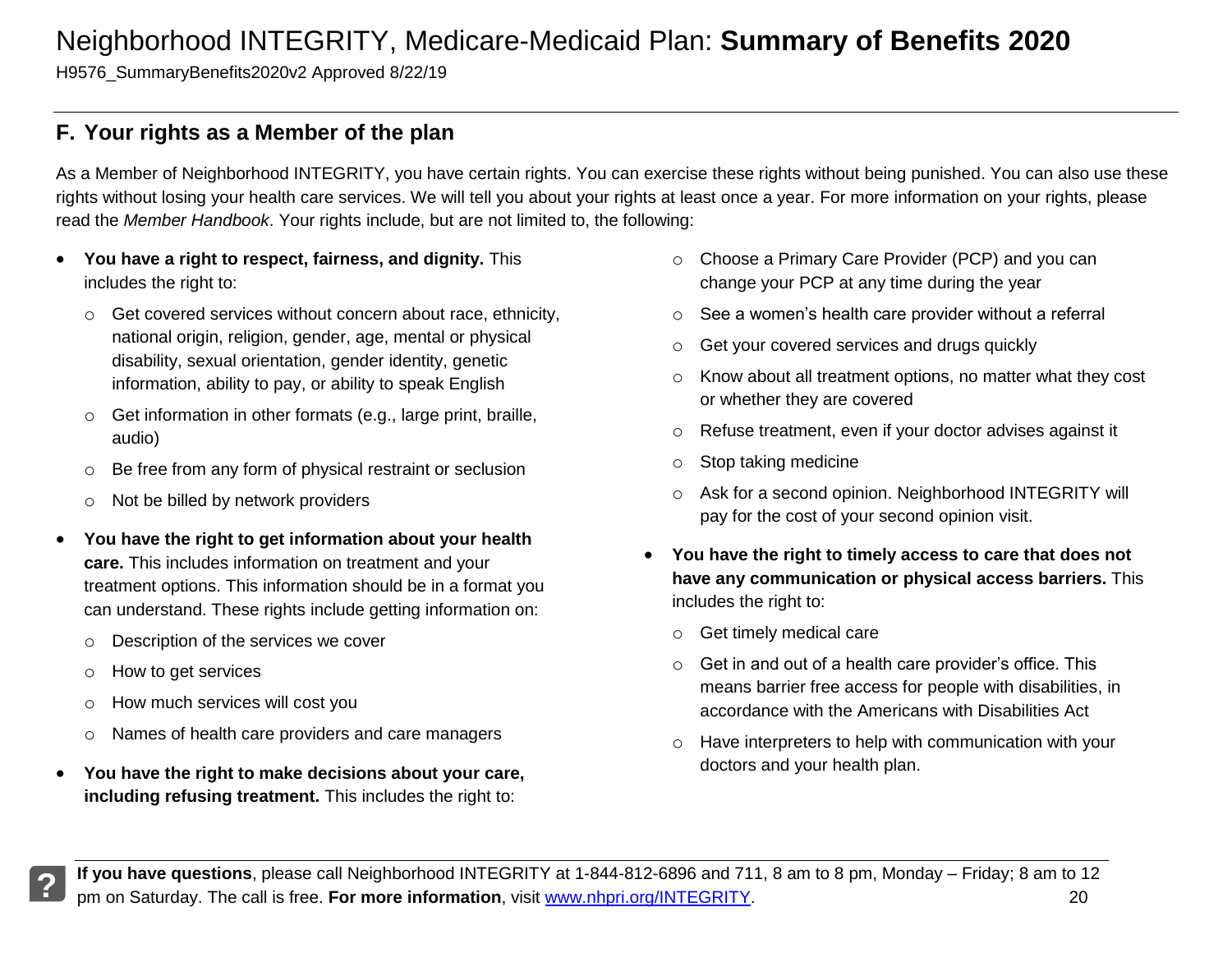## F. Your rights as a Member of the plan

As a Member of Neighborhood INTEGRITY, you have certain rights. You can exercise these rights without being punished. You can also use these rights without losing your health care services. We will tell you about your rights at least once a year. For more information on your rights, please read the *Member Handbook*. Your rights include, but are not limited to, the following:

- **You have a right to respect, fairness, and dignity.** This includes the right to:
  - Get covered services without concern about race, ethnicity, national origin, religion, gender, age, mental or physical disability, sexual orientation, gender identity, genetic information, ability to pay, or ability to speak English
  - Get information in other formats (e.g., large print, braille, audio)
  - Be free from any form of physical restraint or seclusion
  - Not be billed by network providers
- **You have the right to get information about your health care.** This includes information on treatment and your treatment options. This information should be in a format you can understand. These rights include getting information on:
  - Description of the services we cover
  - How to get services
  - How much services will cost you
  - Names of health care providers and care managers
- **You have the right to make decisions about your care, including refusing treatment.** This includes the right to:
  - Choose a Primary Care Provider (PCP) and you can change your PCP at any time during the year
  - See a women's health care provider without a referral
  - Get your covered services and drugs quickly
  - Know about all treatment options, no matter what they cost or whether they are covered
  - Refuse treatment, even if your doctor advises against it
  - Stop taking medicine
  - Ask for a second opinion. Neighborhood INTEGRITY will pay for the cost of your second opinion visit.
- **You have the right to timely access to care that does not have any communication or physical access barriers.** This includes the right to:
  - Get timely medical care
  - Get in and out of a health care provider's office. This means barrier free access for people with disabilities, in accordance with the Americans with Disabilities Act
  - Have interpreters to help with communication with your doctors and your health plan.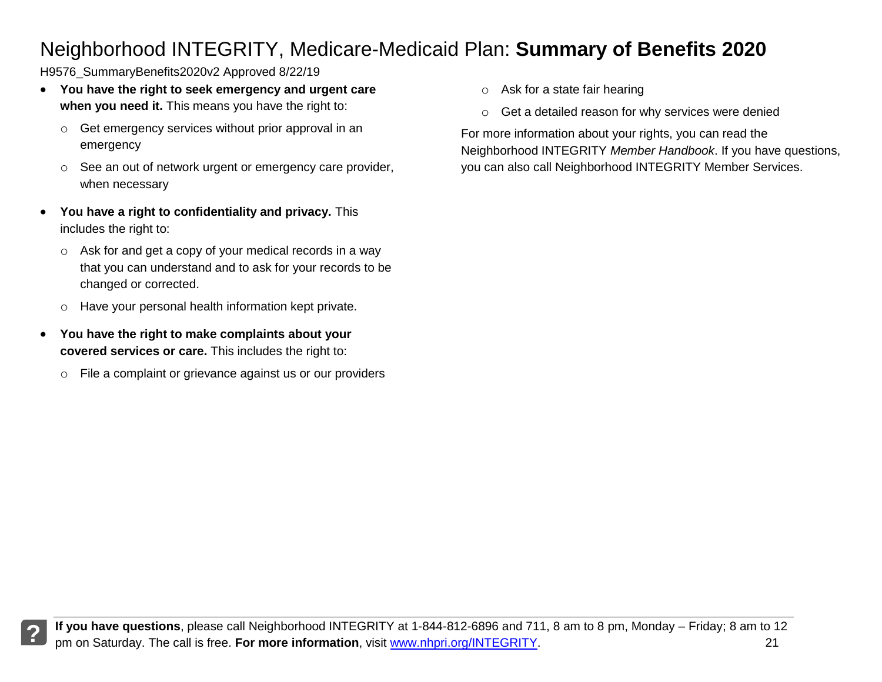- **You have the right to seek emergency and urgent care when you need it.** This means you have the right to:
  - Get emergency services without prior approval in an emergency
  - See an out of network urgent or emergency care provider, when necessary
- **You have a right to confidentiality and privacy.** This includes the right to:
  - Ask for and get a copy of your medical records in a way that you can understand and to ask for your records to be changed or corrected.
  - Have your personal health information kept private.
- **You have the right to make complaints about your covered services or care.** This includes the right to:
  - File a complaint or grievance against us or our providers
  - Ask for a state fair hearing
  - Get a detailed reason for why services were denied

For more information about your rights, you can read the Neighborhood INTEGRITY *Member Handbook*. If you have questions, you can also call Neighborhood INTEGRITY Member Services.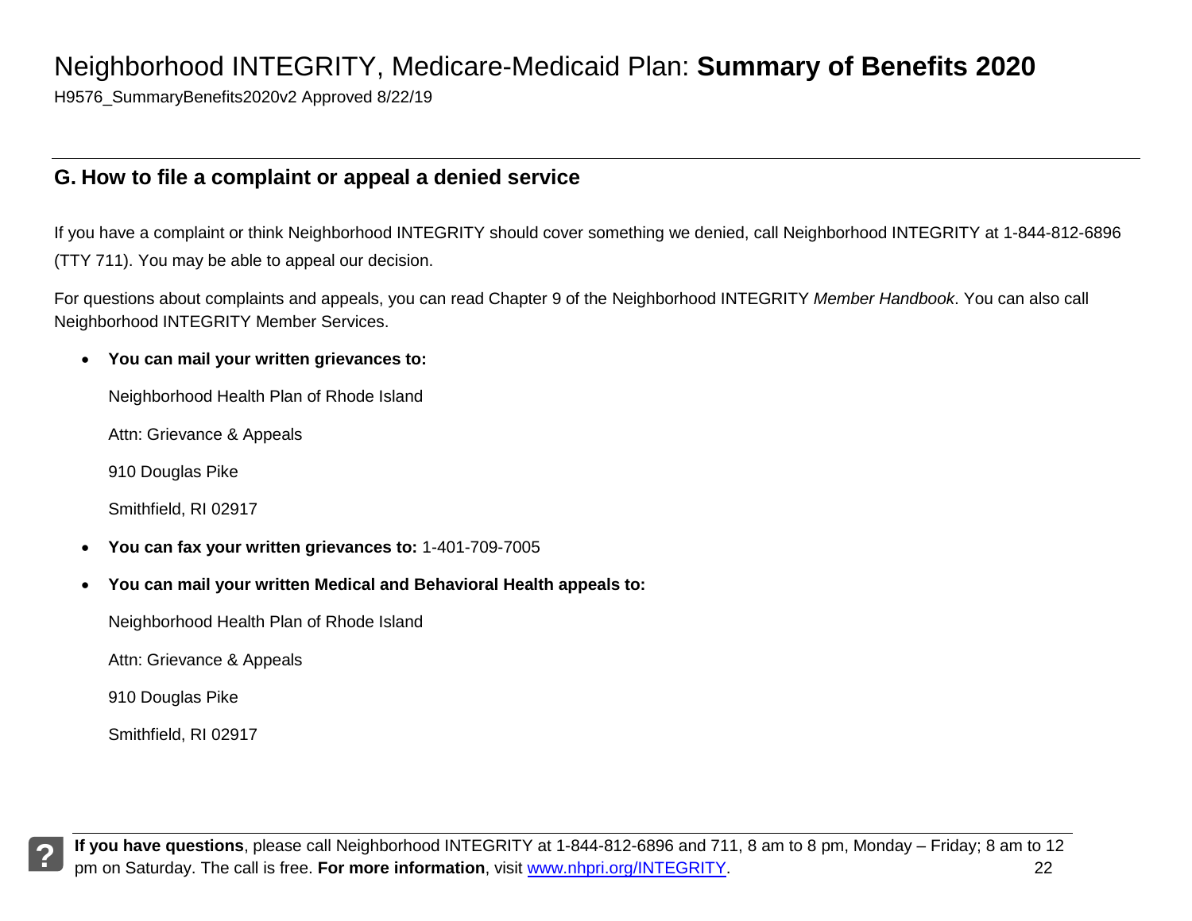## G. How to file a complaint or appeal a denied service

If you have a complaint or think Neighborhood INTEGRITY should cover something we denied, call Neighborhood INTEGRITY at 1-844-812-6896 (TTY 711). You may be able to appeal our decision.

For questions about complaints and appeals, you can read Chapter 9 of the Neighborhood INTEGRITY *Member Handbook*. You can also call Neighborhood INTEGRITY Member Services.

- **You can mail your written grievances to:**

  Neighborhood Health Plan of Rhode Island

  Attn: Grievance & Appeals

  910 Douglas Pike

  Smithfield, RI 02917

- **You can fax your written grievances to:** 1-401-709-7005

- **You can mail your written Medical and Behavioral Health appeals to:**

  Neighborhood Health Plan of Rhode Island

  Attn: Grievance & Appeals

  910 Douglas Pike

  Smithfield, RI 02917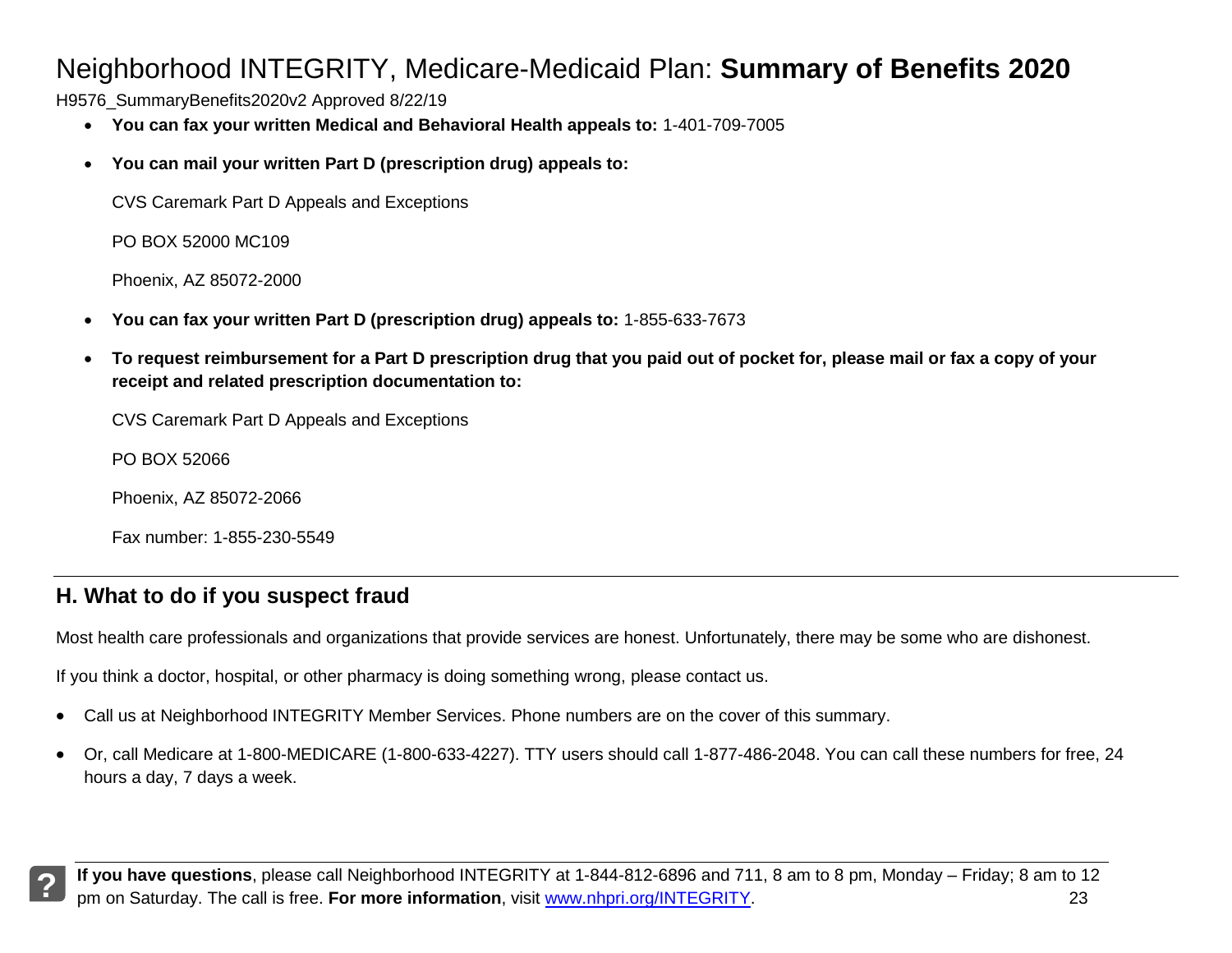- **You can fax your written Medical and Behavioral Health appeals to:** 1-401-709-7005
- **You can mail your written Part D (prescription drug) appeals to:**

  CVS Caremark Part D Appeals and Exceptions

  PO BOX 52000 MC109

  Phoenix, AZ 85072-2000

- **You can fax your written Part D (prescription drug) appeals to:** 1-855-633-7673
- **To request reimbursement for a Part D prescription drug that you paid out of pocket for, please mail or fax a copy of your receipt and related prescription documentation to:**

  CVS Caremark Part D Appeals and Exceptions

  PO BOX 52066

  Phoenix, AZ 85072-2066

  Fax number: 1-855-230-5549

## H. What to do if you suspect fraud

Most health care professionals and organizations that provide services are honest. Unfortunately, there may be some who are dishonest.

If you think a doctor, hospital, or other pharmacy is doing something wrong, please contact us.

- Call us at Neighborhood INTEGRITY Member Services. Phone numbers are on the cover of this summary.
- Or, call Medicare at 1-800-MEDICARE (1-800-633-4227). TTY users should call 1-877-486-2048. You can call these numbers for free, 24 hours a day, 7 days a week.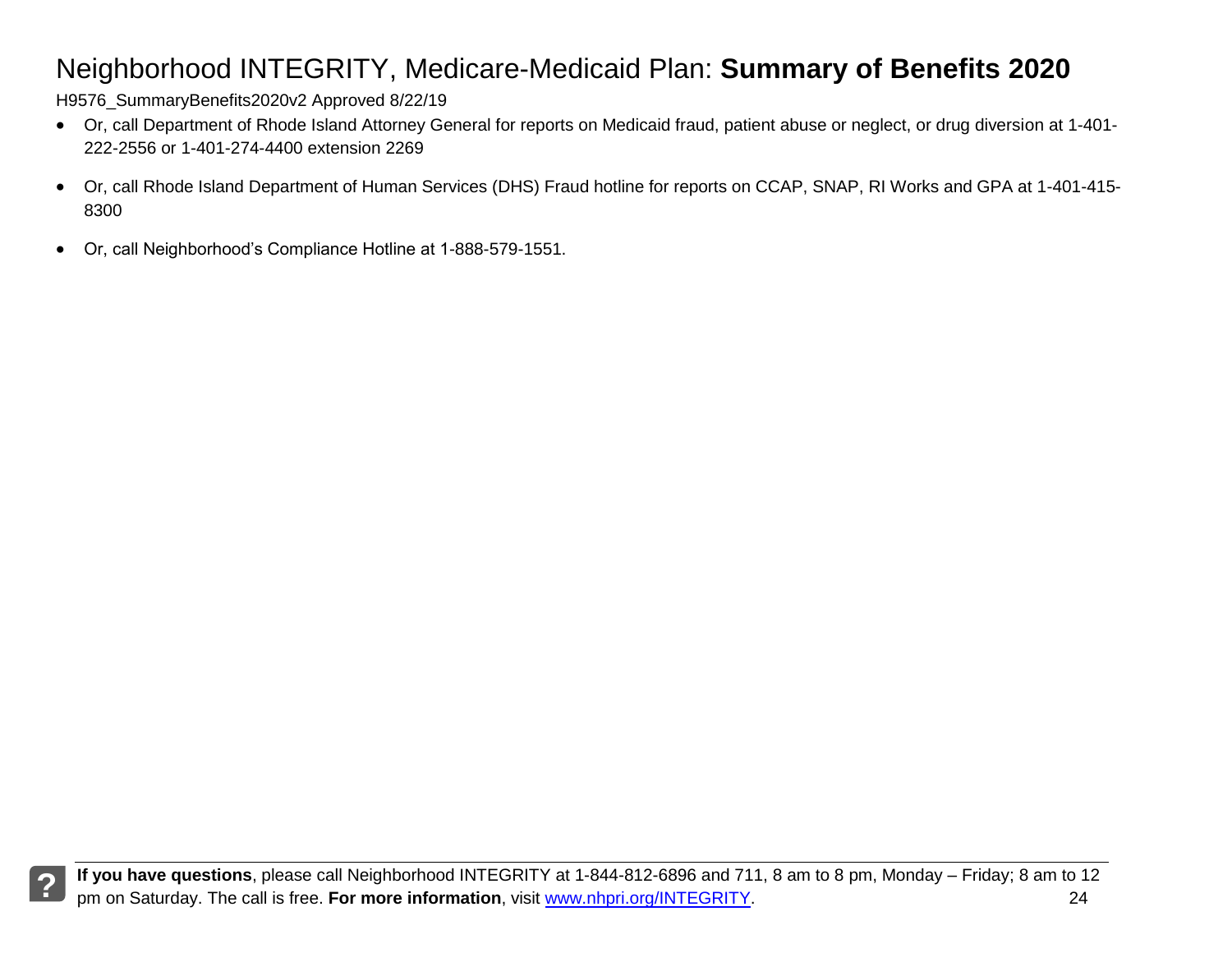- Or, call Department of Rhode Island Attorney General for reports on Medicaid fraud, patient abuse or neglect, or drug diversion at 1-401-222-2556 or 1-401-274-4400 extension 2269
- Or, call Rhode Island Department of Human Services (DHS) Fraud hotline for reports on CCAP, SNAP, RI Works and GPA at 1-401-415-8300
- Or, call Neighborhood's Compliance Hotline at 1-888-579-1551.